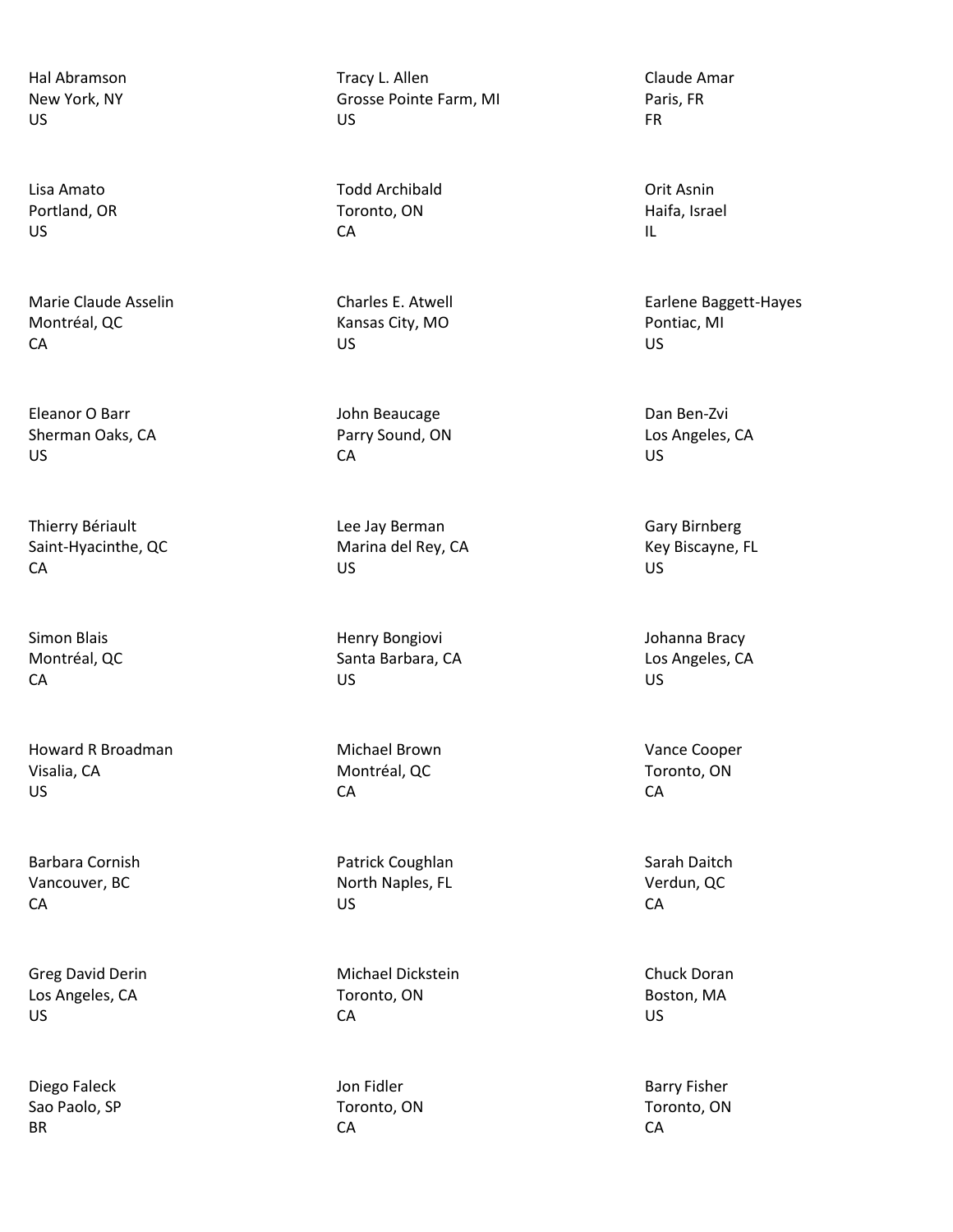Hal Abramson
New York, NY
US

Tracy L. Allen
Grosse Pointe Farm, MI
US

Claude Amar
Paris, FR
FR

Lisa Amato
Portland, OR
US

Todd Archibald
Toronto, ON
CA

Orit Asnin
Haifa, Israel
IL

Marie Claude Asselin
Montréal, QC
CA

Charles E. Atwell
Kansas City, MO
US

Earlene Baggett-Hayes
Pontiac, MI
US

Eleanor O Barr
Sherman Oaks, CA
US

John Beaucage
Parry Sound, ON
CA

Dan Ben-Zvi
Los Angeles, CA
US

Thierry Bériault
Saint-Hyacinthe, QC
CA

Lee Jay Berman
Marina del Rey, CA
US

Gary Birnberg
Key Biscayne, FL
US

Simon Blais
Montréal, QC
CA

Henry Bongiovi
Santa Barbara, CA
US

Johanna Bracy
Los Angeles, CA
US

Howard R Broadman
Visalia, CA
US

Michael Brown
Montréal, QC
CA

Vance Cooper
Toronto, ON
CA

Barbara Cornish
Vancouver, BC
CA

Patrick Coughlan
North Naples, FL
US

Sarah Daitch
Verdun, QC
CA

Greg David Derin
Los Angeles, CA
US

Michael Dickstein
Toronto, ON
CA

Chuck Doran
Boston, MA
US

Diego Faleck
Sao Paolo, SP
BR

Jon Fidler
Toronto, ON
CA

Barry Fisher
Toronto, ON
CA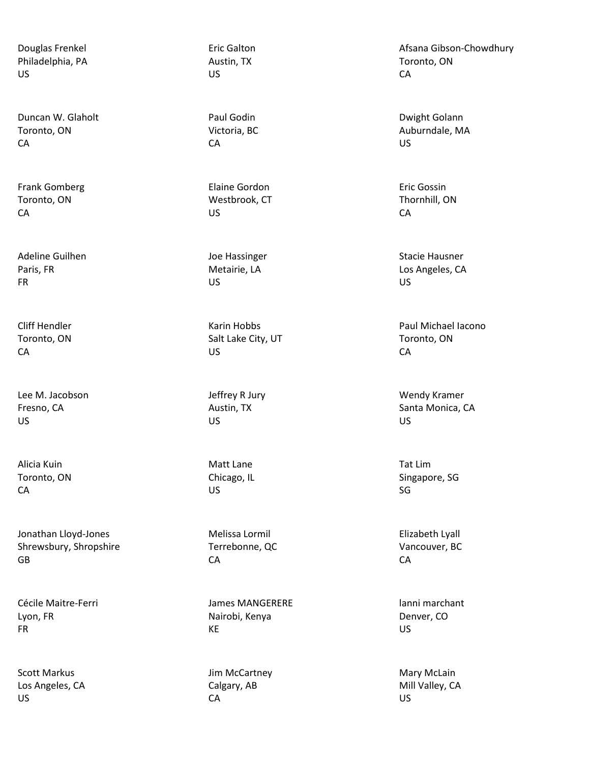Douglas Frenkel
Philadelphia, PA
US

Eric Galton
Austin, TX
US

Afsana Gibson-Chowdhury
Toronto, ON
CA

Duncan W. Glaholt
Toronto, ON
CA

Paul Godin
Victoria, BC
CA

Dwight Golann
Auburndale, MA
US

Frank Gomberg
Toronto, ON
CA

Elaine Gordon
Westbrook, CT
US

Eric Gossin
Thornhill, ON
CA

Adeline Guilhen
Paris, FR
FR

Joe Hassinger
Metairie, LA
US

Stacie Hausner
Los Angeles, CA
US

Cliff Hendler
Toronto, ON
CA

Karin Hobbs
Salt Lake City, UT
US

Paul Michael Iacono
Toronto, ON
CA

Lee M. Jacobson
Fresno, CA
US

Jeffrey R Jury
Austin, TX
US

Wendy Kramer
Santa Monica, CA
US

Alicia Kuin
Toronto, ON
CA

Matt Lane
Chicago, IL
US

Tat Lim
Singapore, SG
SG

Jonathan Lloyd-Jones
Shrewsbury, Shropshire
GB

Melissa Lormil
Terrebonne, QC
CA

Elizabeth Lyall
Vancouver, BC
CA

Cécile Maitre-Ferri
Lyon, FR
FR

James MANGERERE
Nairobi, Kenya
KE

lanni marchant
Denver, CO
US

Scott Markus
Los Angeles, CA
US

Jim McCartney
Calgary, AB
CA

Mary McLain
Mill Valley, CA
US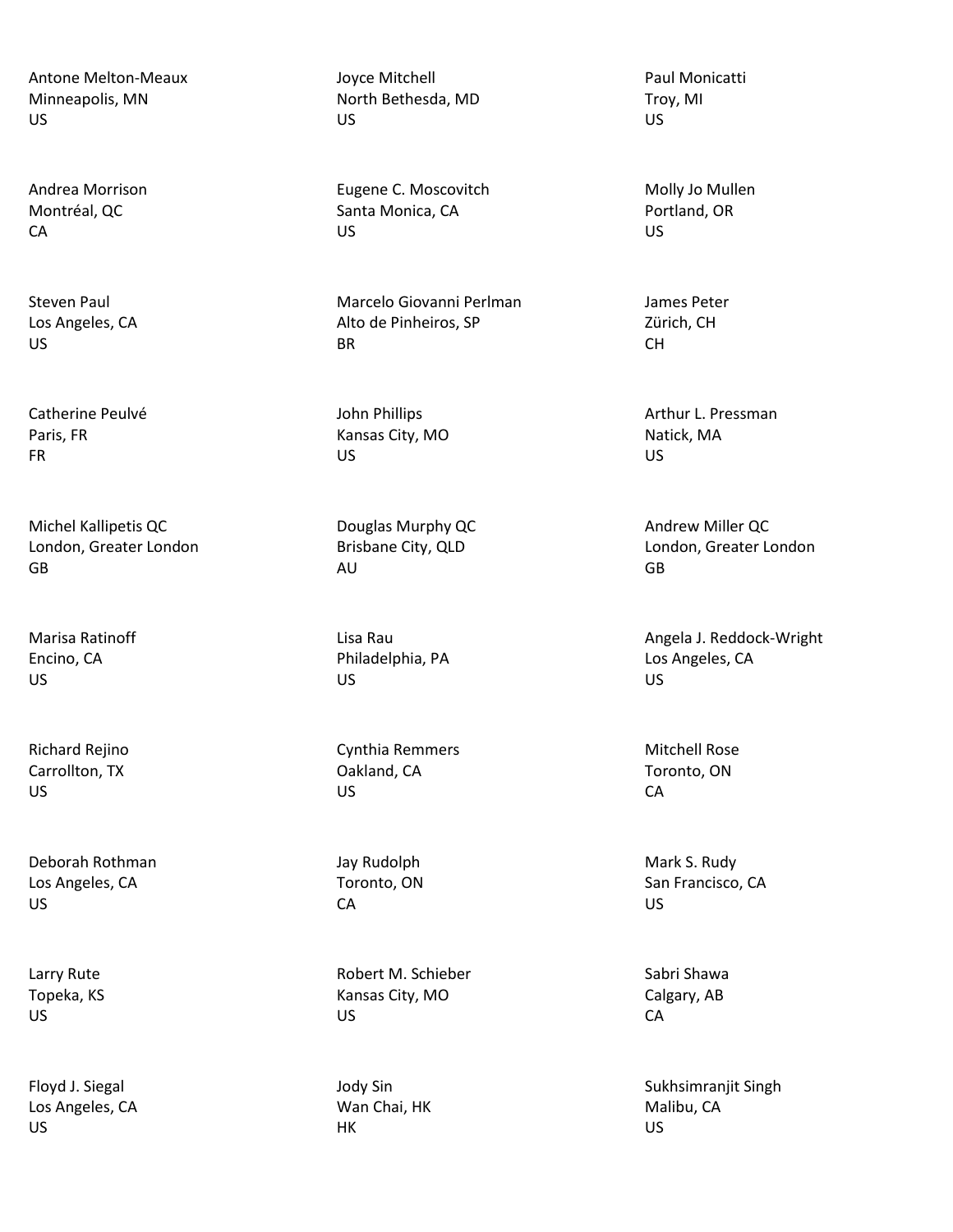Antone Melton-Meaux
Minneapolis, MN
US

Joyce Mitchell
North Bethesda, MD
US

Paul Monicatti
Troy, MI
US

Andrea Morrison
Montréal, QC
CA

Eugene C. Moscovitch
Santa Monica, CA
US

Molly Jo Mullen
Portland, OR
US

Steven Paul
Los Angeles, CA
US

Marcelo Giovanni Perlman
Alto de Pinheiros, SP
BR

James Peter
Zürich, CH
CH

Catherine Peulvé
Paris, FR
FR

John Phillips
Kansas City, MO
US

Arthur L. Pressman
Natick, MA
US

Michel Kallipetis QC
London, Greater London
GB

Douglas Murphy QC
Brisbane City, QLD
AU

Andrew Miller QC
London, Greater London
GB

Marisa Ratinoff
Encino, CA
US

Lisa Rau
Philadelphia, PA
US

Angela J. Reddock-Wright
Los Angeles, CA
US

Richard Rejino
Carrollton, TX
US

Cynthia Remmers
Oakland, CA
US

Mitchell Rose
Toronto, ON
CA

Deborah Rothman
Los Angeles, CA
US

Jay Rudolph
Toronto, ON
CA

Mark S. Rudy
San Francisco, CA
US

Larry Rute
Topeka, KS
US

Robert M. Schieber
Kansas City, MO
US

Sabri Shawa
Calgary, AB
CA

Floyd J. Siegal
Los Angeles, CA
US

Jody Sin
Wan Chai, HK
HK

Sukhsimranjit Singh
Malibu, CA
US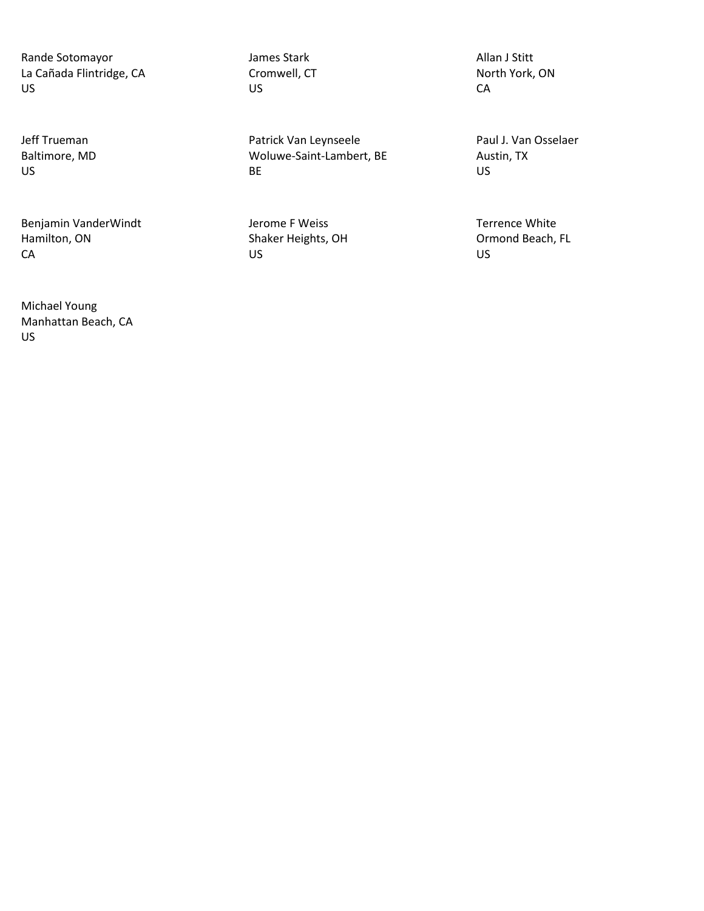Rande Sotomayor
La Cañada Flintridge, CA
US

James Stark
Cromwell, CT
US

Allan J Stitt
North York, ON
CA

Jeff Trueman
Baltimore, MD
US

Patrick Van Leynseele
Woluwe-Saint-Lambert, BE
BE

Paul J. Van Osselaer
Austin, TX
US

Benjamin VanderWindt
Hamilton, ON
CA

Jerome F Weiss
Shaker Heights, OH
US

Terrence White
Ormond Beach, FL
US

Michael Young
Manhattan Beach, CA
US